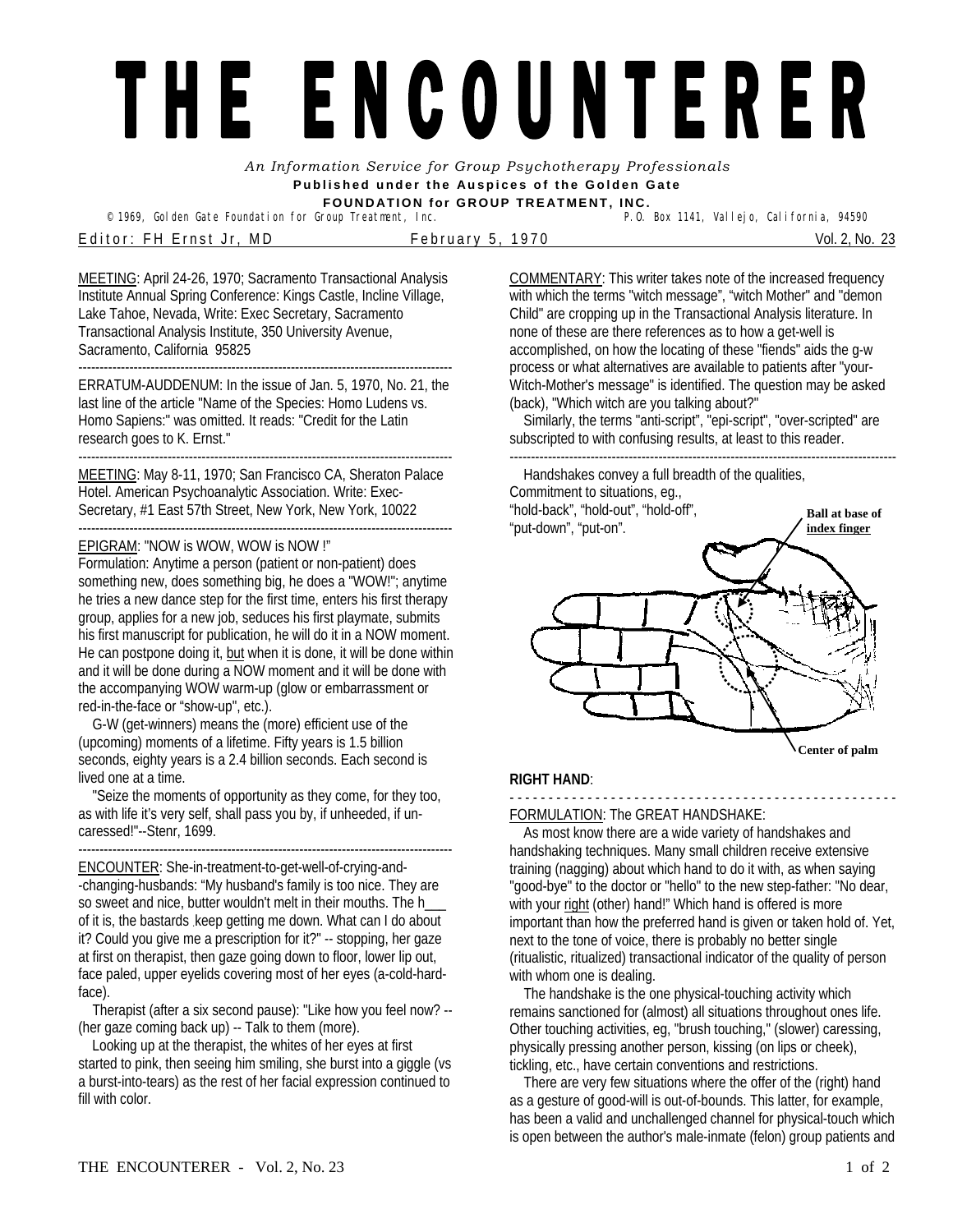# THE ENCOUNTERER

*An Information Service for Group Psychotherapy Professionals*

**Published under the Auspices of the Golden Gate FOUNDATION for GROUP TREATMENT, INC.**

© 1969, Golden Gate Foundation for Group Treatment, Inc. P.O. Box 1141, Vallejo, California, 94590

Editor: FH Ernst Jr, MD February 5, 1970 Vol. 2, No. 23

---

MEETING: April 24-26, 1970; Sacramento Transactional Analysis Institute Annual Spring Conference: Kings Castle, Incline Village, Lake Tahoe, Nevada, Write: Exec Secretary, Sacramento Transactional Analysis Institute, 350 University Avenue, Sacramento, California 95825

---

ERRATUM-AUDDENUM: In the issue of Jan. 5, 1970, No. 21, the last line of the article "Name of the Species: Homo Ludens vs. Homo Sapiens:" was omitted. It reads: "Credit for the Latin research goes to K. Ernst."

---

MEETING: May 8-11, 1970; San Francisco CA, Sheraton Palace Hotel. American Psychoanalytic Association. Write: Exec-Secretary, #1 East 57th Street, New York, New York, 10022

---

EPIGRAM: "NOW is WOW, WOW is NOW !"

Formulation: Anytime a person (patient or non-patient) does something new, does something big, he does a "WOW!"; anytime he tries a new dance step for the first time, enters his first therapy group, applies for a new job, seduces his first playmate, submits his first manuscript for publication, he will do it in a NOW moment. He can postpone doing it, but when it is done, it will be done within and it will be done during a NOW moment and it will be done with the accompanying WOW warm-up (glow or embarrassment or red-in-the-face or "show-up", etc.).

G-W (get-winners) means the (more) efficient use of the (upcoming) moments of a lifetime. Fifty years is 1.5 billion seconds, eighty years is a 2.4 billion seconds. Each second is lived one at a time.

"Seize the moments of opportunity as they come, for they too, as with life it's very self, shall pass you by, if unheeded, if un-caressed!"--Stenr, 1699.

---

ENCOUNTER: She-in-treatment-to-get-well-of-crying-and--changing-husbands: "My husband's family is too nice. They are so sweet and nice, butter wouldn't melt in their mouths. The h___ of it is, the bastards keep getting me down. What can I do about it? Could you give me a prescription for it?" -- stopping, her gaze at first on therapist, then gaze going down to floor, lower lip out, face paled, upper eyelids covering most of her eyes (a-cold-hard-face).

Therapist (after a six second pause): "Like how you feel now? -- (her gaze coming back up) -- Talk to them (more).

Looking up at the therapist, the whites of her eyes at first started to pink, then seeing him smiling, she burst into a giggle (vs a burst-into-tears) as the rest of her facial expression continued to fill with color.

---

COMMENTARY: This writer takes note of the increased frequency with which the terms "witch message", "witch Mother" and "demon Child" are cropping up in the Transactional Analysis literature. In none of these are there references as to how a get-well is accomplished, on how the locating of these "fiends" aids the g-w process or what alternatives are available to patients after "your-Witch-Mother's message" is identified. The question may be asked (back), "Which witch are you talking about?"

Similarly, the terms "anti-script", "epi-script", "over-scripted" are subscripted to with confusing results, at least to this reader.

---

Handshakes convey a full breadth of the qualities, Commitment to situations, eg., "hold-back", "hold-out", "hold-off", "put-down", "put-on".

**Ball at base of index finger**

**Center of palm**

**RIGHT HAND**:

---

FORMULATION: The GREAT HANDSHAKE:

As most know there are a wide variety of handshakes and handshaking techniques. Many small children receive extensive training (nagging) about which hand to do it with, as when saying "good-bye" to the doctor or "hello" to the new step-father: "No dear, with your right (other) hand!" Which hand is offered is more important than how the preferred hand is given or taken hold of. Yet, next to the tone of voice, there is probably no better single (ritualistic, ritualized) transactional indicator of the quality of person with whom one is dealing.

The handshake is the one physical-touching activity which remains sanctioned for (almost) all situations throughout ones life. Other touching activities, eg, "brush touching," (slower) caressing, physically pressing another person, kissing (on lips or cheek), tickling, etc., have certain conventions and restrictions.

There are very few situations where the offer of the (right) hand as a gesture of good-will is out-of-bounds. This latter, for example, has been a valid and unchallenged channel for physical-touch which is open between the author's male-inmate (felon) group patients and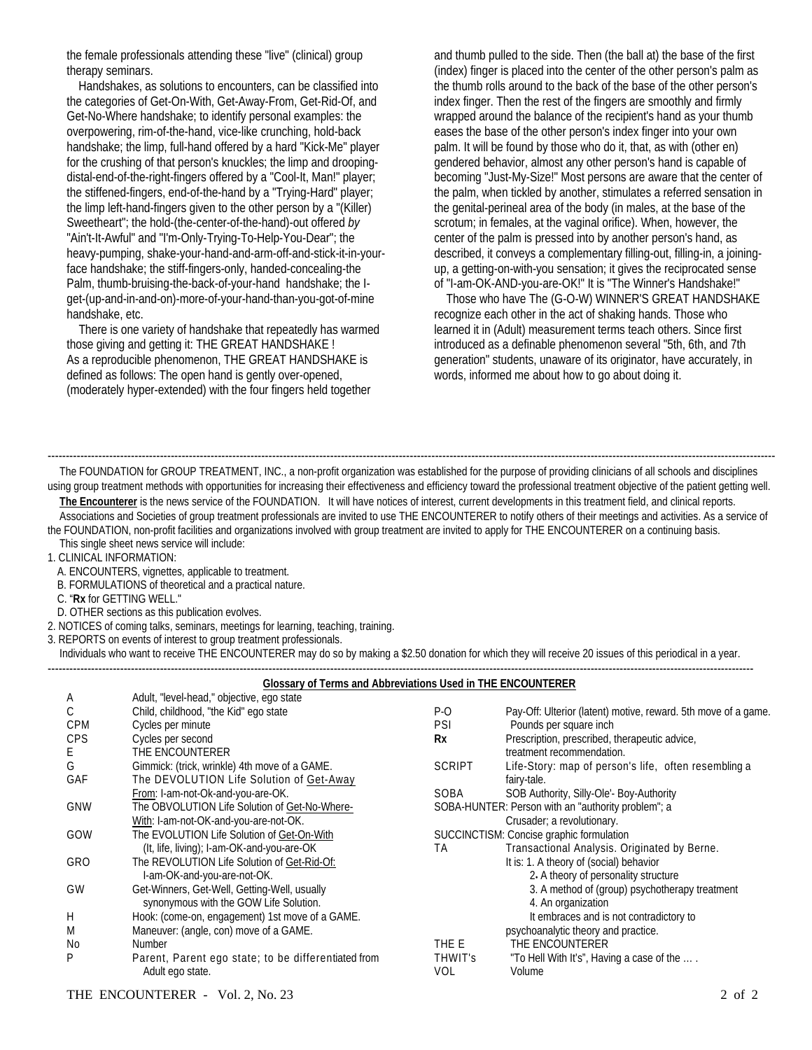the female professionals attending these "live" (clinical) group therapy seminars.

Handshakes, as solutions to encounters, can be classified into the categories of Get-On-With, Get-Away-From, Get-Rid-Of, and Get-No-Where handshake; to identify personal examples: the overpowering, rim-of-the-hand, vice-like crunching, hold-back handshake; the limp, full-hand offered by a hard "Kick-Me" player for the crushing of that person's knuckles; the limp and drooping-distal-end-of-the-right-fingers offered by a "Cool-It, Man!" player; the stiffened-fingers, end-of-the-hand by a "Trying-Hard" player; the limp left-hand-fingers given to the other person by a "(Killer) Sweetheart"; the hold-(the-center-of-the-hand)-out offered *by* "Ain't-It-Awful" and "I'm-Only-Trying-To-Help-You-Dear"; the heavy-pumping, shake-your-hand-and-arm-off-and-stick-it-in-your-face handshake; the stiff-fingers-only, handed-concealing-the Palm, thumb-bruising-the-back-of-your-hand handshake; the I-get-(up-and-in-and-on)-more-of-your-hand-than-you-got-of-mine handshake, etc.

There is one variety of handshake that repeatedly has warmed those giving and getting it: THE GREAT HANDSHAKE ! As a reproducible phenomenon, THE GREAT HANDSHAKE is defined as follows: The open hand is gently over-opened, (moderately hyper-extended) with the four fingers held together and thumb pulled to the side. Then (the ball at) the base of the first (index) finger is placed into the center of the other person's palm as the thumb rolls around to the back of the base of the other person's index finger. Then the rest of the fingers are smoothly and firmly wrapped around the balance of the recipient's hand as your thumb eases the base of the other person's index finger into your own palm. It will be found by those who do it, that, as with (other en) gendered behavior, almost any other person's hand is capable of becoming "Just-My-Size!" Most persons are aware that the center of the palm, when tickled by another, stimulates a referred sensation in the genital-perineal area of the body (in males, at the base of the scrotum; in females, at the vaginal orifice). When, however, the center of the palm is pressed into by another person's hand, as described, it conveys a complementary filling-out, filling-in, a joining-up, a getting-on-with-you sensation; it gives the reciprocated sense of "I-am-OK-AND-you-are-OK!" It is "The Winner's Handshake!"

Those who have The (G-O-W) WINNER'S GREAT HANDSHAKE recognize each other in the act of shaking hands. Those who learned it in (Adult) measurement terms teach others. Since first introduced as a definable phenomenon several "5th, 6th, and 7th generation" students, unaware of its originator, have accurately, in words, informed me about how to go about doing it.

---

The FOUNDATION for GROUP TREATMENT, INC., a non-profit organization was established for the purpose of providing clinicians of all schools and disciplines using group treatment methods with opportunities for increasing their effectiveness and efficiency toward the professional treatment objective of the patient getting well.

**The Encounterer** is the news service of the FOUNDATION. It will have notices of interest, current developments in this treatment field, and clinical reports.

Associations and Societies of group treatment professionals are invited to use THE ENCOUNTERER to notify others of their meetings and activities. As a service of the FOUNDATION, non-profit facilities and organizations involved with group treatment are invited to apply for THE ENCOUNTERER on a continuing basis.

This single sheet news service will include:

1. CLINICAL INFORMATION:
   - A. ENCOUNTERS, vignettes, applicable to treatment.
   - B. FORMULATIONS of theoretical and a practical nature.
   - C. "**Rx** for GETTING WELL."
   - D. OTHER sections as this publication evolves.
2. NOTICES of coming talks, seminars, meetings for learning, teaching, training.
3. REPORTS on events of interest to group treatment professionals.

Individuals who want to receive THE ENCOUNTERER may do so by making a $2.50 donation for which they will receive 20 issues of this periodical in a year.

---

**Glossary of Terms and Abbreviations Used in THE ENCOUNTERER**

| | |
|---|---|
| A | Adult, "level-head," objective, ego state |
| C | Child, childhood, "the Kid" ego state |
| CPM | Cycles per minute |
| CPS | Cycles per second |
| E | THE ENCOUNTERER |
| G | Gimmick: (trick, wrinkle) 4th move of a GAME. |
| GAF | The DEVOLUTION Life Solution of Get-Away From: I-am-not-Ok-and-you-are-OK. |
| GNW | The OBVOLUTION Life Solution of Get-No-Where-With: I-am-not-OK-and-you-are-not-OK. |
| GOW | The EVOLUTION Life Solution of Get-On-With (It, life, living); I-am-OK-and-you-are-OK |
| GRO | The REVOLUTION Life Solution of Get-Rid-Of: I-am-OK-and-you-are-not-OK. |
| GW | Get-Winners, Get-Well, Getting-Well, usually synonymous with the GOW Life Solution. |
| H | Hook: (come-on, engagement) 1st move of a GAME. |
| M | Maneuver: (angle, con) move of a GAME. |
| No | Number |
| P | Parent, Parent ego state; to be differentiated from Adult ego state. |
| P-O | Pay-Off: Ulterior (latent) motive, reward. 5th move of a game. |
| PSI | Pounds per square inch |
| **Rx** | Prescription, prescribed, therapeutic advice, treatment recommendation. |
| SCRIPT | Life-Story: map of person's life, often resembling a fairy-tale. |
| SOBA | SOB Authority, Silly-Ole'- Boy-Authority |
| SOBA-HUNTER | Person with an "authority problem"; a Crusader; a revolutionary. |
| SUCCINCTISM | Concise graphic formulation |
| TA | Transactional Analysis. Originated by Berne. It is: 1. A theory of (social) behavior 2. A theory of personality structure 3. A method of (group) psychotherapy treatment 4. An organization. It embraces and is not contradictory to psychoanalytic theory and practice. |
| THE E | THE ENCOUNTERER |
| THWIT's | "To Hell With It's", Having a case of the … . |
| VOL | Volume |